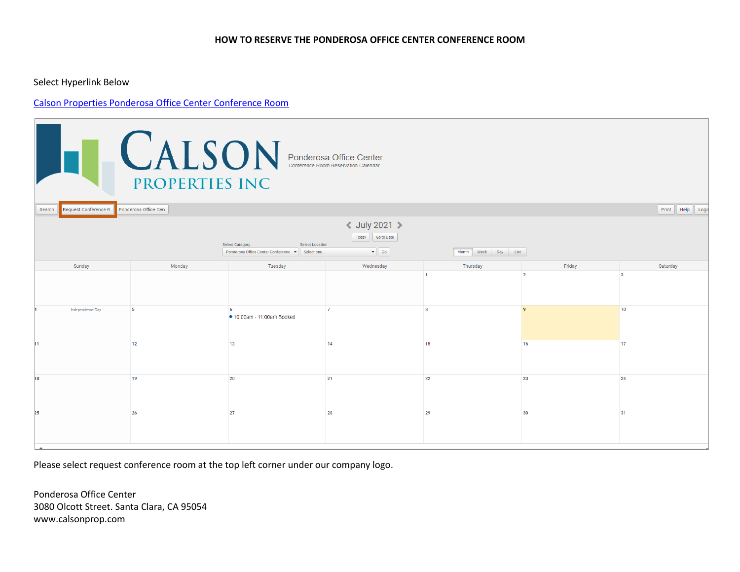# HOW TO RESERVE THE PONDEROSA OFFICE CENTER CONFERENCE ROOM

Select Hyperlink Below

Calson Properties Ponderosa Office Center Conference Room

Please select request conference room at the top left corner under our company logo.

Ponderosa Office Center
3080 Olcott Street. Santa Clara, CA 95054
www.calsonprop.com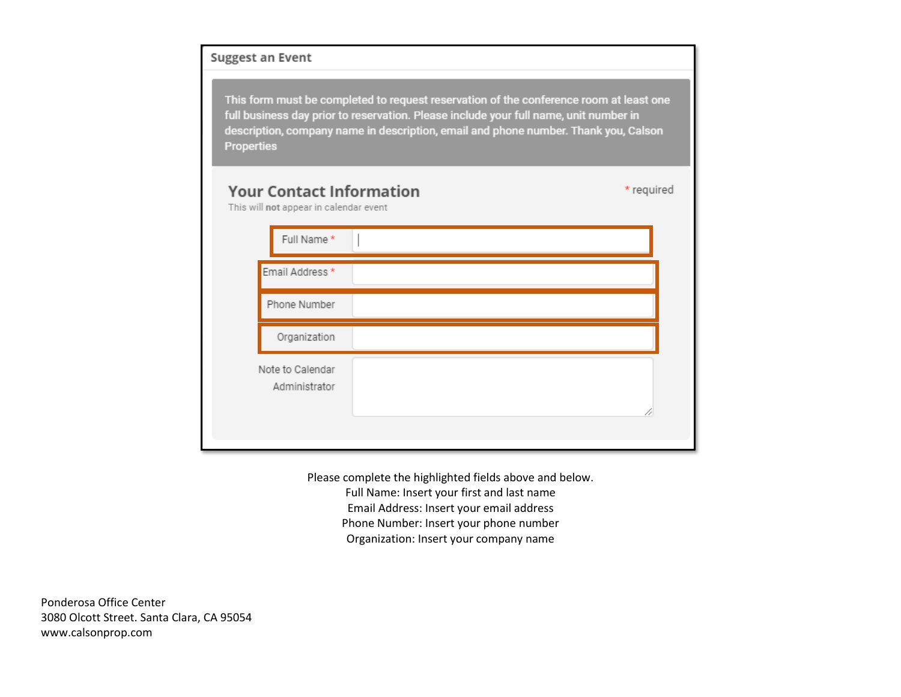## Suggest an Event

This form must be completed to request reservation of the conference room at least one full business day prior to reservation. Please include your full name, unit number in description, company name in description, email and phone number. Thank you, Calson Properties

### Your Contact Information

This will **not** appear in calendar event

* required

- Full Name *
- Email Address *
- Phone Number
- Organization
- Note to Calendar Administrator

Please complete the highlighted fields above and below.
Full Name: Insert your first and last name
Email Address: Insert your email address
Phone Number: Insert your phone number
Organization: Insert your company name

Ponderosa Office Center
3080 Olcott Street. Santa Clara, CA 95054
www.calsonprop.com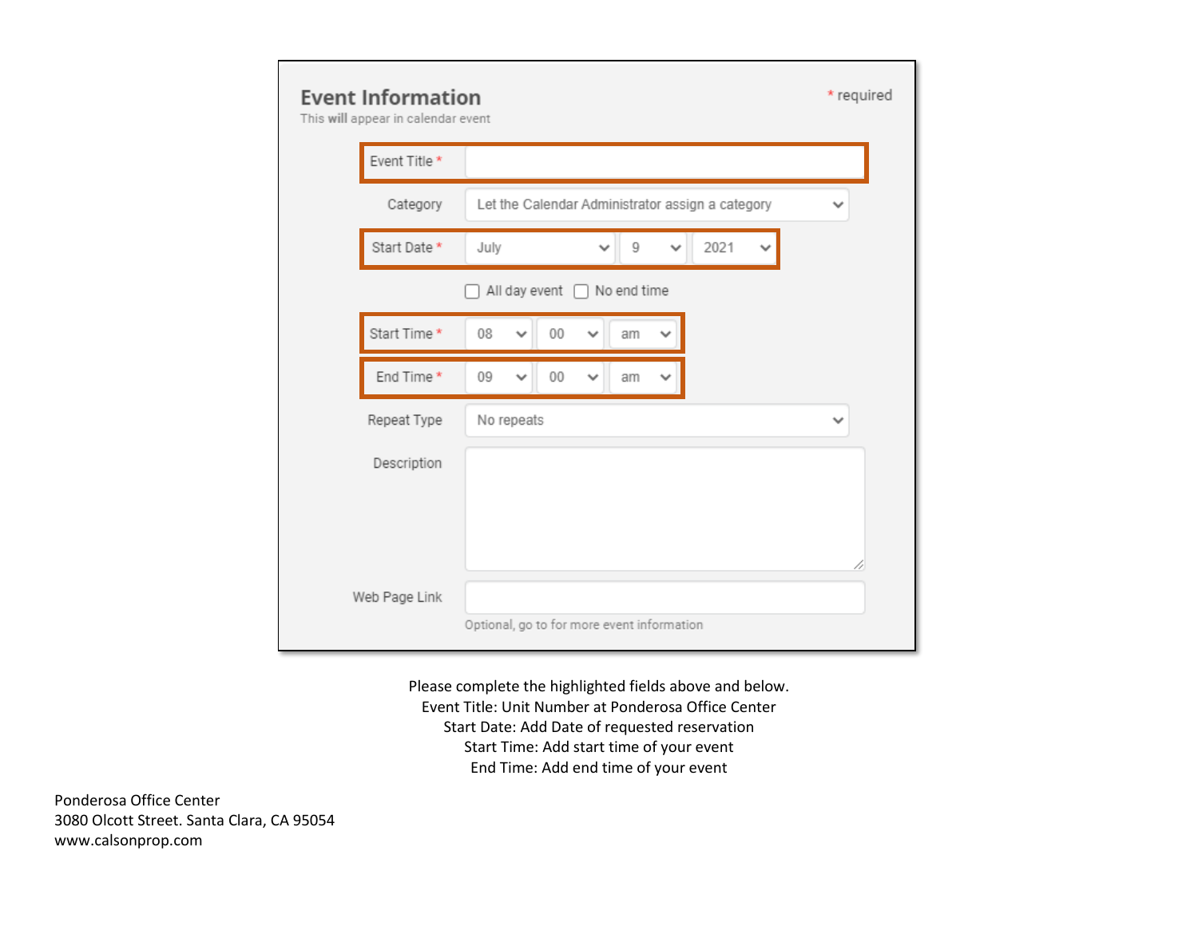## Event Information

This **will** appear in calendar event

\* required

| Field | Value |
| --- | --- |
| Event Title * | |
| Category | Let the Calendar Administrator assign a category |
| Start Date * | July / 9 / 2021 |
| | ☐ All day event ☐ No end time |
| Start Time * | 08 / 00 / am |
| End Time * | 09 / 00 / am |
| Repeat Type | No repeats |
| Description | |
| Web Page Link | |

Optional, go to for more event information

Please complete the highlighted fields above and below.
Event Title: Unit Number at Ponderosa Office Center
Start Date: Add Date of requested reservation
Start Time: Add start time of your event
End Time: Add end time of your event

Ponderosa Office Center
3080 Olcott Street. Santa Clara, CA 95054
www.calsonprop.com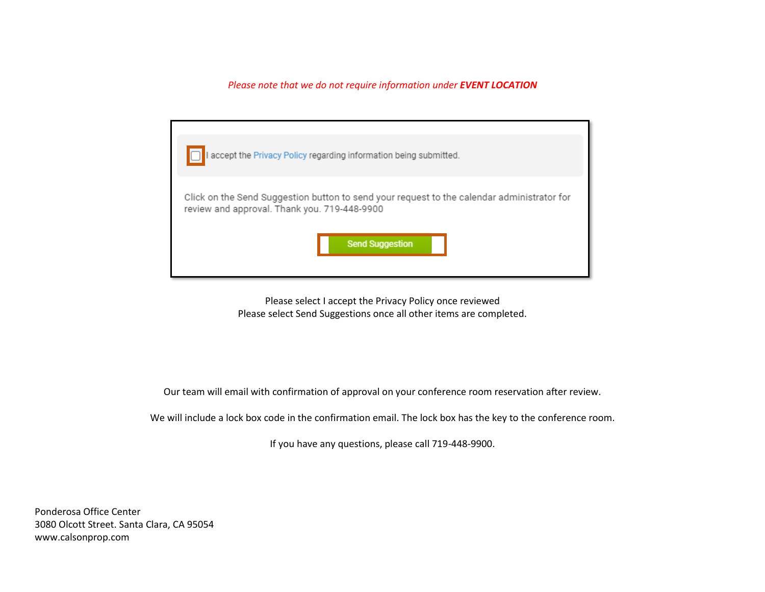*Please note that we do not require information under **EVENT LOCATION***

I accept the Privacy Policy regarding information being submitted.

Click on the Send Suggestion button to send your request to the calendar administrator for review and approval. Thank you. 719-448-9900

Send Suggestion

Please select I accept the Privacy Policy once reviewed
Please select Send Suggestions once all other items are completed.

Our team will email with confirmation of approval on your conference room reservation after review.

We will include a lock box code in the confirmation email. The lock box has the key to the conference room.

If you have any questions, please call 719-448-9900.

Ponderosa Office Center
3080 Olcott Street. Santa Clara, CA 95054
www.calsonprop.com